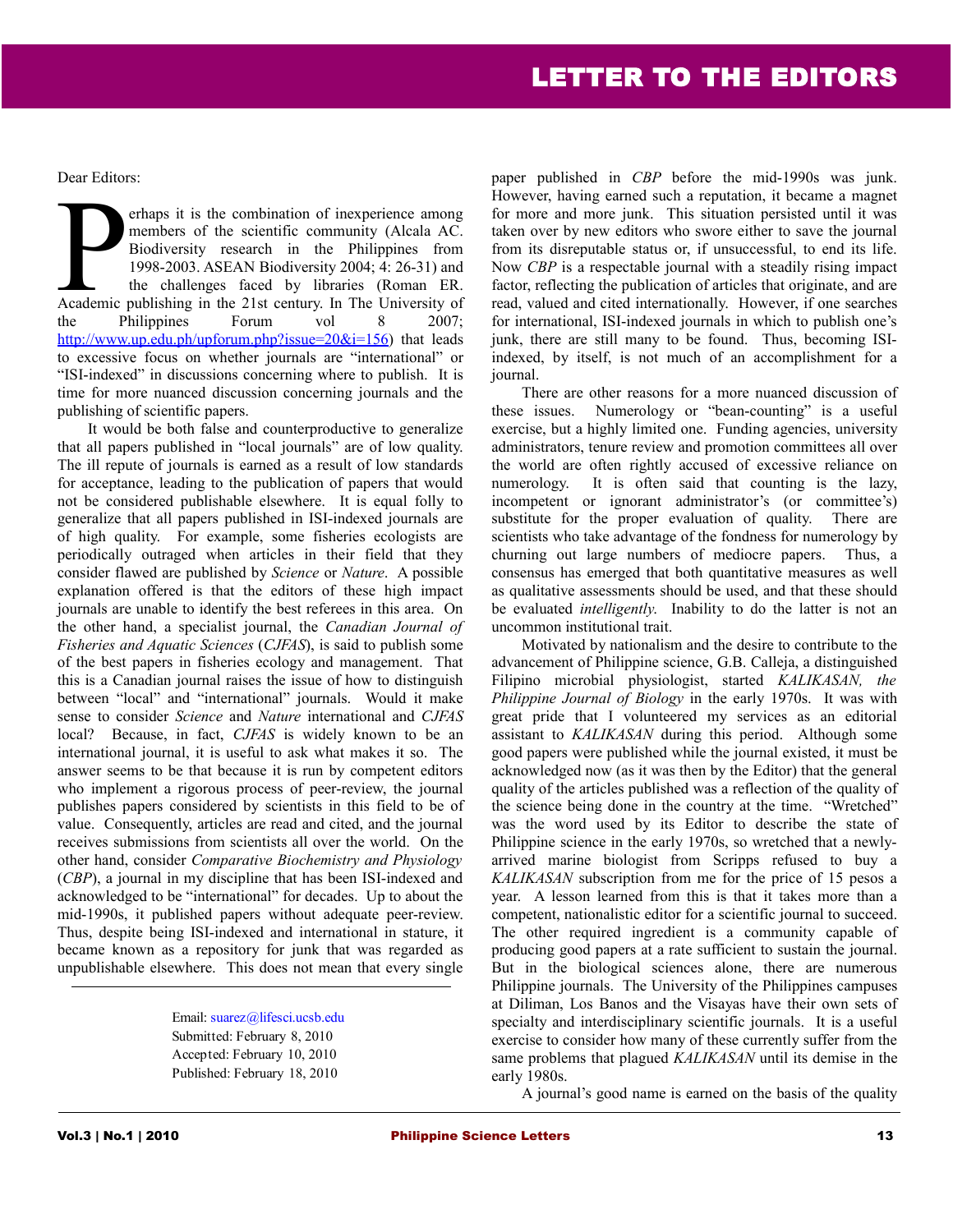# LETTER TO THE EDITORS

Dear Editors:

Perhaps it is the combination of inexperience among members of the scientific community (Alcala AC. Biodiversity research in the Philippines from 1998-2003. ASEAN Biodiversity 2004; 4: 26-31) and the challenges faced by libraries (Roman ER. Academic publishing in the 21st century. In The University of the Philippines Forum vol 8 2007; http://www.up.edu.ph/upforum.php?issue=20&i=156) that leads to excessive focus on whether journals are "international" or "ISI-indexed" in discussions concerning where to publish. It is time for more nuanced discussion concerning journals and the publishing of scientific papers.

It would be both false and counterproductive to generalize that all papers published in "local journals" are of low quality. The ill repute of journals is earned as a result of low standards for acceptance, leading to the publication of papers that would not be considered publishable elsewhere. It is equal folly to generalize that all papers published in ISI-indexed journals are of high quality. For example, some fisheries ecologists are periodically outraged when articles in their field that they consider flawed are published by *Science* or *Nature*. A possible explanation offered is that the editors of these high impact journals are unable to identify the best referees in this area. On the other hand, a specialist journal, the *Canadian Journal of Fisheries and Aquatic Sciences* (*CJFAS*), is said to publish some of the best papers in fisheries ecology and management. That this is a Canadian journal raises the issue of how to distinguish between "local" and "international" journals. Would it make sense to consider *Science* and *Nature* international and *CJFAS* local? Because, in fact, *CJFAS* is widely known to be an international journal, it is useful to ask what makes it so. The answer seems to be that because it is run by competent editors who implement a rigorous process of peer-review, the journal publishes papers considered by scientists in this field to be of value. Consequently, articles are read and cited, and the journal receives submissions from scientists all over the world. On the other hand, consider *Comparative Biochemistry and Physiology* (*CBP*), a journal in my discipline that has been ISI-indexed and acknowledged to be "international" for decades. Up to about the mid-1990s, it published papers without adequate peer-review. Thus, despite being ISI-indexed and international in stature, it became known as a repository for junk that was regarded as unpublishable elsewhere. This does not mean that every single paper published in *CBP* before the mid-1990s was junk. However, having earned such a reputation, it became a magnet for more and more junk. This situation persisted until it was taken over by new editors who swore either to save the journal from its disreputable status or, if unsuccessful, to end its life. Now *CBP* is a respectable journal with a steadily rising impact factor, reflecting the publication of articles that originate, and are read, valued and cited internationally. However, if one searches for international, ISI-indexed journals in which to publish one's junk, there are still many to be found. Thus, becoming ISI-indexed, by itself, is not much of an accomplishment for a journal.

There are other reasons for a more nuanced discussion of these issues. Numerology or "bean-counting" is a useful exercise, but a highly limited one. Funding agencies, university administrators, tenure review and promotion committees all over the world are often rightly accused of excessive reliance on numerology. It is often said that counting is the lazy, incompetent or ignorant administrator's (or committee's) substitute for the proper evaluation of quality. There are scientists who take advantage of the fondness for numerology by churning out large numbers of mediocre papers. Thus, a consensus has emerged that both quantitative measures as well as qualitative assessments should be used, and that these should be evaluated *intelligently*. Inability to do the latter is not an uncommon institutional trait.

Motivated by nationalism and the desire to contribute to the advancement of Philippine science, G.B. Calleja, a distinguished Filipino microbial physiologist, started *KALIKASAN, the Philippine Journal of Biology* in the early 1970s. It was with great pride that I volunteered my services as an editorial assistant to *KALIKASAN* during this period. Although some good papers were published while the journal existed, it must be acknowledged now (as it was then by the Editor) that the general quality of the articles published was a reflection of the quality of the science being done in the country at the time. "Wretched" was the word used by its Editor to describe the state of Philippine science in the early 1970s, so wretched that a newly-arrived marine biologist from Scripps refused to buy a *KALIKASAN* subscription from me for the price of 15 pesos a year. A lesson learned from this is that it takes more than a competent, nationalistic editor for a scientific journal to succeed. The other required ingredient is a community capable of producing good papers at a rate sufficient to sustain the journal. But in the biological sciences alone, there are numerous Philippine journals. The University of the Philippines campuses at Diliman, Los Banos and the Visayas have their own sets of specialty and interdisciplinary scientific journals. It is a useful exercise to consider how many of these currently suffer from the same problems that plagued *KALIKASAN* until its demise in the early 1980s.

A journal's good name is earned on the basis of the quality

---

Email: suarez@lifesci.ucsb.edu
Submitted: February 8, 2010
Accepted: February 10, 2010
Published: February 18, 2010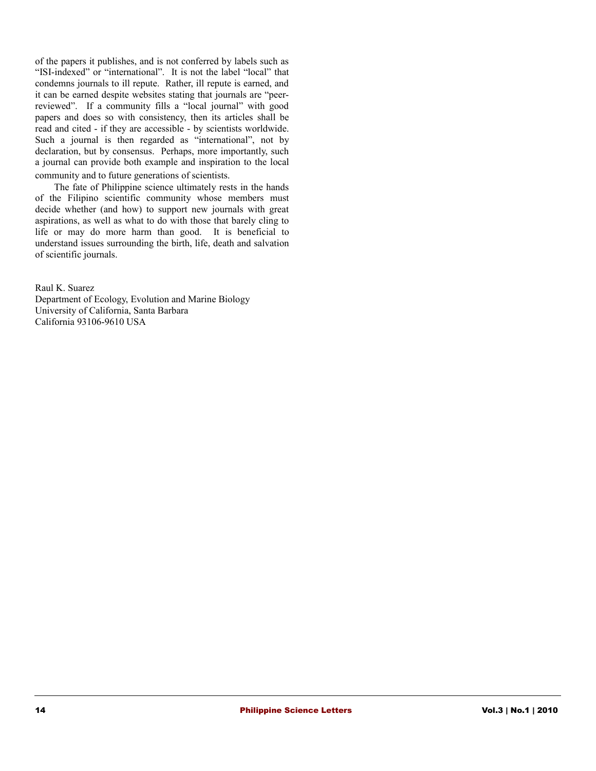of the papers it publishes, and is not conferred by labels such as "ISI-indexed" or "international". It is not the label "local" that condemns journals to ill repute. Rather, ill repute is earned, and it can be earned despite websites stating that journals are "peer-reviewed". If a community fills a "local journal" with good papers and does so with consistency, then its articles shall be read and cited - if they are accessible - by scientists worldwide. Such a journal is then regarded as "international", not by declaration, but by consensus. Perhaps, more importantly, such a journal can provide both example and inspiration to the local community and to future generations of scientists.

The fate of Philippine science ultimately rests in the hands of the Filipino scientific community whose members must decide whether (and how) to support new journals with great aspirations, as well as what to do with those that barely cling to life or may do more harm than good. It is beneficial to understand issues surrounding the birth, life, death and salvation of scientific journals.

Raul K. Suarez
Department of Ecology, Evolution and Marine Biology
University of California, Santa Barbara
California 93106-9610 USA